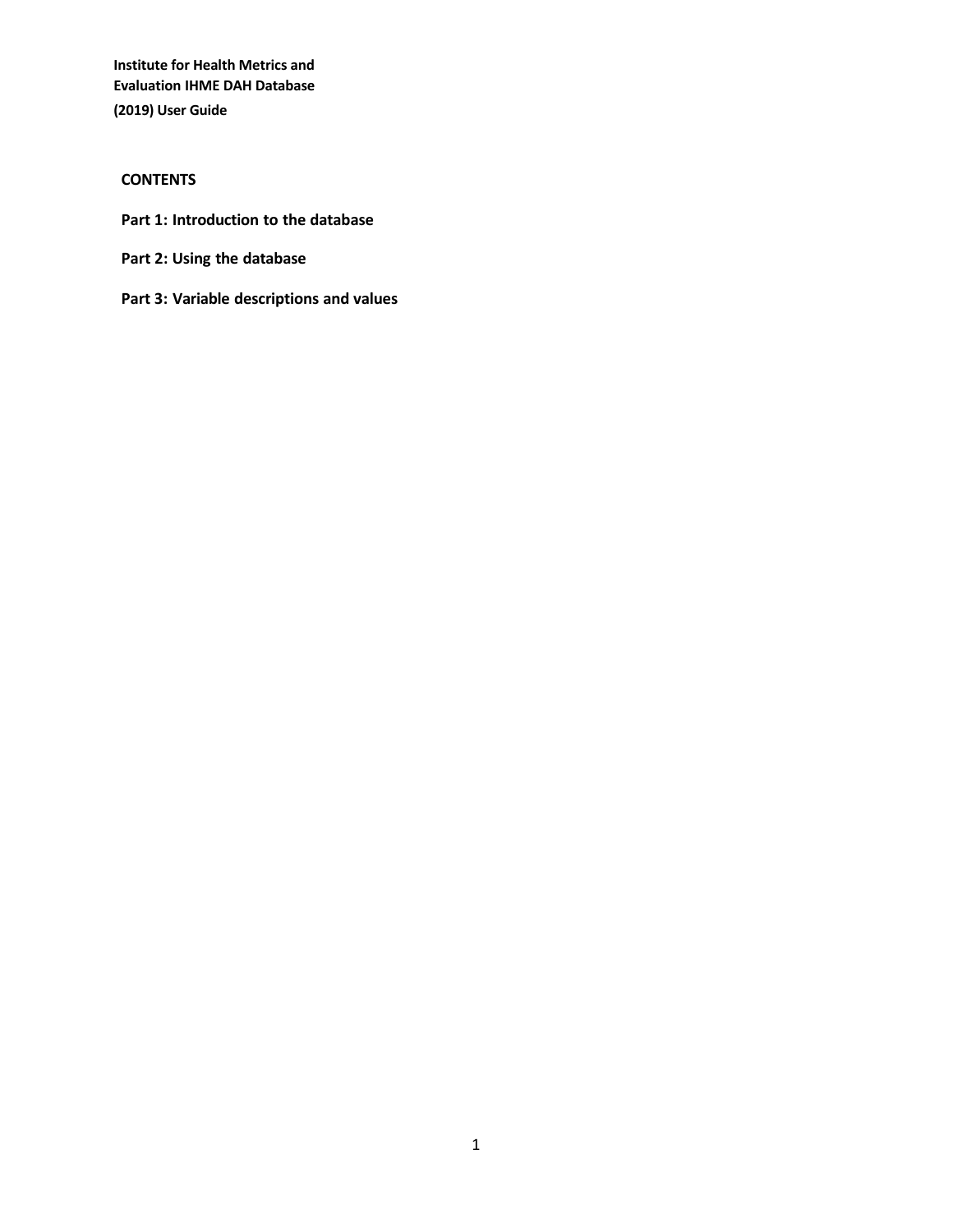**Institute for Health Metrics and Evaluation IHME DAH Database (2019) User Guide**

## CONTENTS

**Part 1: Introduction to the database**

**Part 2: Using the database**

**Part 3: Variable descriptions and values**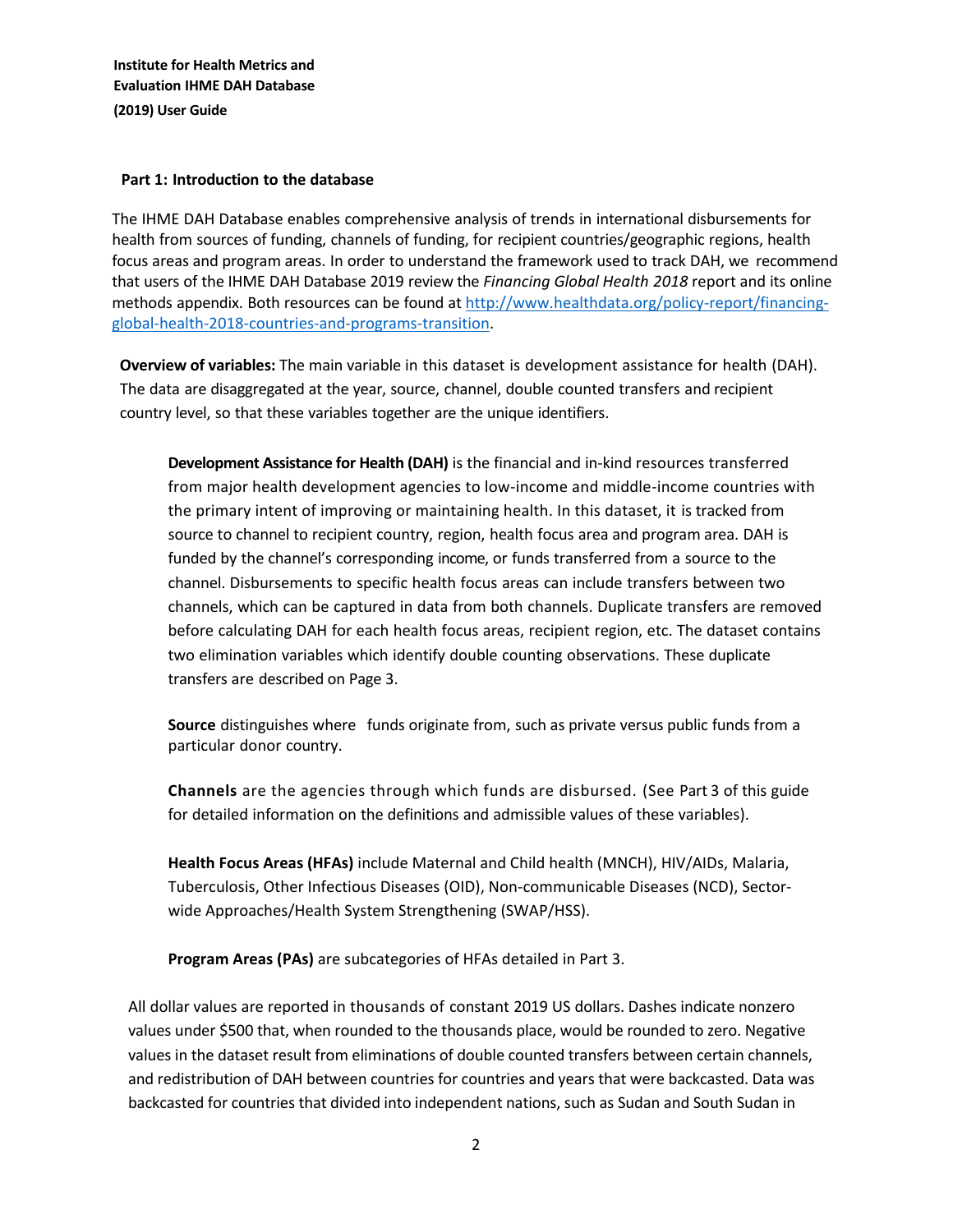**Institute for Health Metrics and Evaluation IHME DAH Database (2019) User Guide**

## Part 1: Introduction to the database

The IHME DAH Database enables comprehensive analysis of trends in international disbursements for health from sources of funding, channels of funding, for recipient countries/geographic regions, health focus areas and program areas. In order to understand the framework used to track DAH, we recommend that users of the IHME DAH Database 2019 review the *Financing Global Health 2018* report and its online methods appendix. Both resources can be found at http://www.healthdata.org/policy-report/financing-global-health-2018-countries-and-programs-transition.

**Overview of variables:** The main variable in this dataset is development assistance for health (DAH). The data are disaggregated at the year, source, channel, double counted transfers and recipient country level, so that these variables together are the unique identifiers.

**Development Assistance for Health (DAH)** is the financial and in-kind resources transferred from major health development agencies to low-income and middle-income countries with the primary intent of improving or maintaining health. In this dataset, it is tracked from source to channel to recipient country, region, health focus area and program area. DAH is funded by the channel's corresponding income, or funds transferred from a source to the channel. Disbursements to specific health focus areas can include transfers between two channels, which can be captured in data from both channels. Duplicate transfers are removed before calculating DAH for each health focus areas, recipient region, etc. The dataset contains two elimination variables which identify double counting observations. These duplicate transfers are described on Page 3.

**Source** distinguishes where funds originate from, such as private versus public funds from a particular donor country.

**Channels** are the agencies through which funds are disbursed. (See Part 3 of this guide for detailed information on the definitions and admissible values of these variables).

**Health Focus Areas (HFAs)** include Maternal and Child health (MNCH), HIV/AIDs, Malaria, Tuberculosis, Other Infectious Diseases (OID), Non-communicable Diseases (NCD), Sector-wide Approaches/Health System Strengthening (SWAP/HSS).

**Program Areas (PAs)** are subcategories of HFAs detailed in Part 3.

All dollar values are reported in thousands of constant 2019 US dollars. Dashes indicate nonzero values under $500 that, when rounded to the thousands place, would be rounded to zero. Negative values in the dataset result from eliminations of double counted transfers between certain channels, and redistribution of DAH between countries for countries and years that were backcasted. Data was backcasted for countries that divided into independent nations, such as Sudan and South Sudan in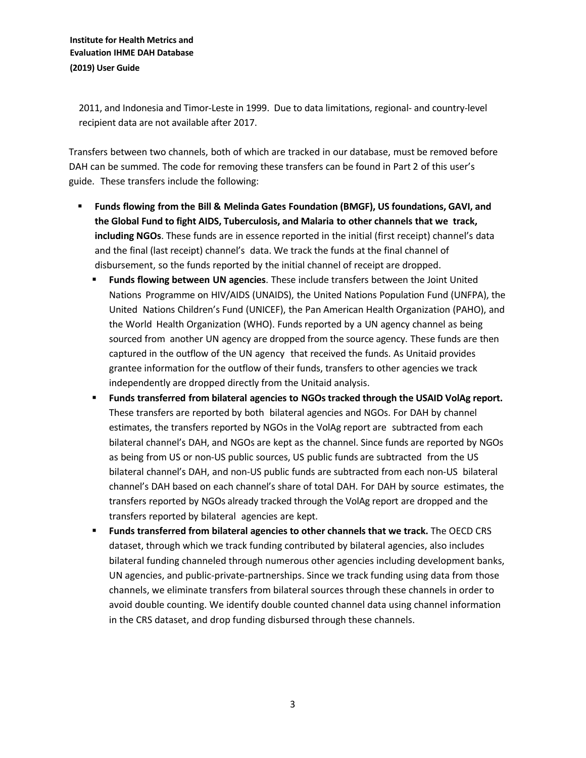2011, and Indonesia and Timor-Leste in 1999. Due to data limitations, regional- and country-level recipient data are not available after 2017.

Transfers between two channels, both of which are tracked in our database, must be removed before DAH can be summed. The code for removing these transfers can be found in Part 2 of this user's guide. These transfers include the following:

- **Funds flowing from the Bill & Melinda Gates Foundation (BMGF), US foundations, GAVI, and the Global Fund to fight AIDS, Tuberculosis, and Malaria to other channels that we track, including NGOs**. These funds are in essence reported in the initial (first receipt) channel's data and the final (last receipt) channel's data. We track the funds at the final channel of disbursement, so the funds reported by the initial channel of receipt are dropped.
  - **Funds flowing between UN agencies**. These include transfers between the Joint United Nations Programme on HIV/AIDS (UNAIDS), the United Nations Population Fund (UNFPA), the United Nations Children's Fund (UNICEF), the Pan American Health Organization (PAHO), and the World Health Organization (WHO). Funds reported by a UN agency channel as being sourced from another UN agency are dropped from the source agency. These funds are then captured in the outflow of the UN agency that received the funds. As Unitaid provides grantee information for the outflow of their funds, transfers to other agencies we track independently are dropped directly from the Unitaid analysis.
  - **Funds transferred from bilateral agencies to NGOs tracked through the USAID VolAg report.** These transfers are reported by both bilateral agencies and NGOs. For DAH by channel estimates, the transfers reported by NGOs in the VolAg report are subtracted from each bilateral channel's DAH, and NGOs are kept as the channel. Since funds are reported by NGOs as being from US or non-US public sources, US public funds are subtracted from the US bilateral channel's DAH, and non-US public funds are subtracted from each non-US bilateral channel's DAH based on each channel's share of total DAH. For DAH by source estimates, the transfers reported by NGOs already tracked through the VolAg report are dropped and the transfers reported by bilateral agencies are kept.
  - **Funds transferred from bilateral agencies to other channels that we track.** The OECD CRS dataset, through which we track funding contributed by bilateral agencies, also includes bilateral funding channeled through numerous other agencies including development banks, UN agencies, and public-private-partnerships. Since we track funding using data from those channels, we eliminate transfers from bilateral sources through these channels in order to avoid double counting. We identify double counted channel data using channel information in the CRS dataset, and drop funding disbursed through these channels.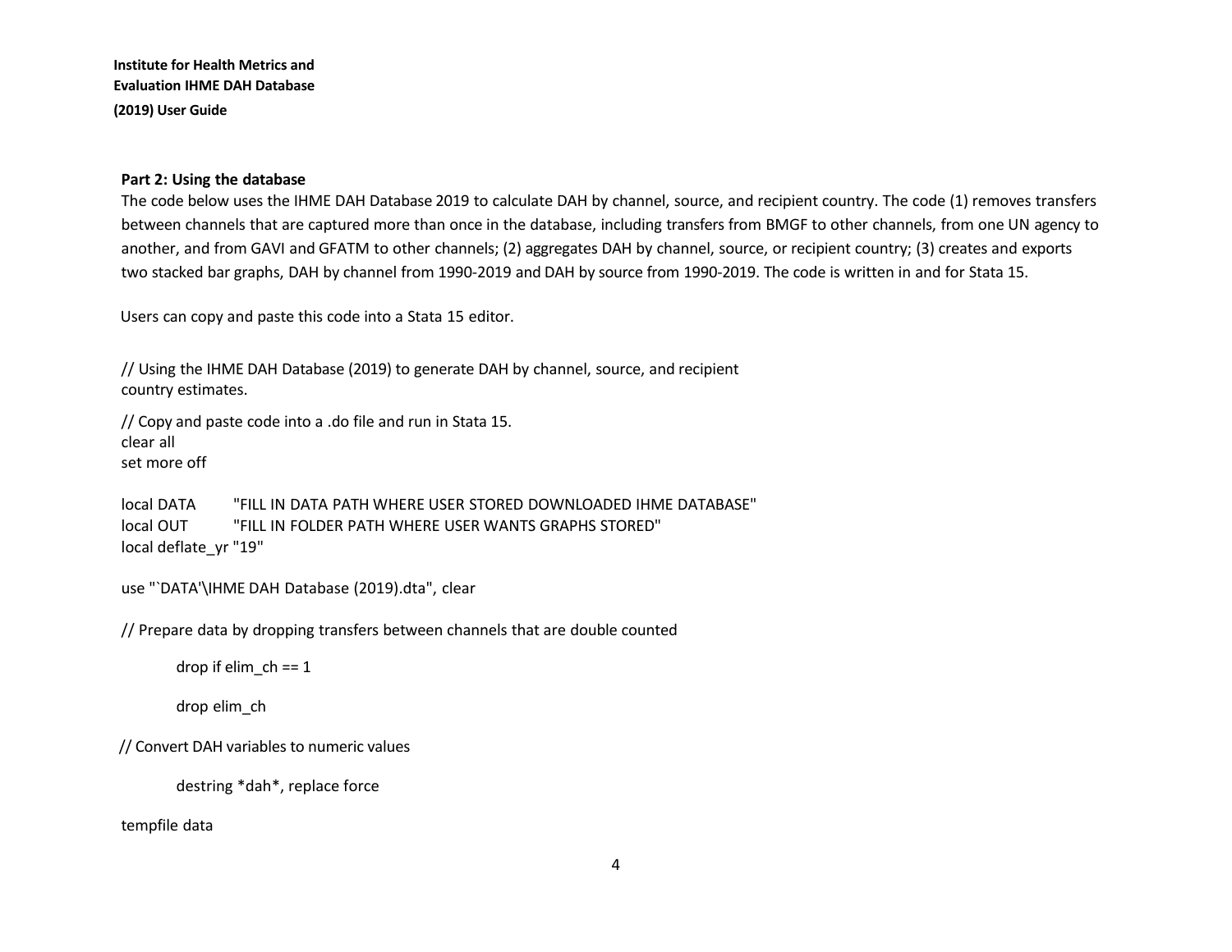## Part 2: Using the database

The code below uses the IHME DAH Database 2019 to calculate DAH by channel, source, and recipient country. The code (1) removes transfers between channels that are captured more than once in the database, including transfers from BMGF to other channels, from one UN agency to another, and from GAVI and GFATM to other channels; (2) aggregates DAH by channel, source, or recipient country; (3) creates and exports two stacked bar graphs, DAH by channel from 1990-2019 and DAH by source from 1990-2019. The code is written in and for Stata 15.

Users can copy and paste this code into a Stata 15 editor.

```
// Using the IHME DAH Database (2019) to generate DAH by channel, source, and recipient
country estimates.

// Copy and paste code into a .do file and run in Stata 15.
clear all
set more off

local DATA        "FILL IN DATA PATH WHERE USER STORED DOWNLOADED IHME DATABASE"
local OUT         "FILL IN FOLDER PATH WHERE USER WANTS GRAPHS STORED"
local deflate_yr "19"

use "`DATA'\IHME DAH Database (2019).dta", clear

// Prepare data by dropping transfers between channels that are double counted

        drop if elim_ch == 1

        drop elim_ch

// Convert DAH variables to numeric values

        destring *dah*, replace force

tempfile data
```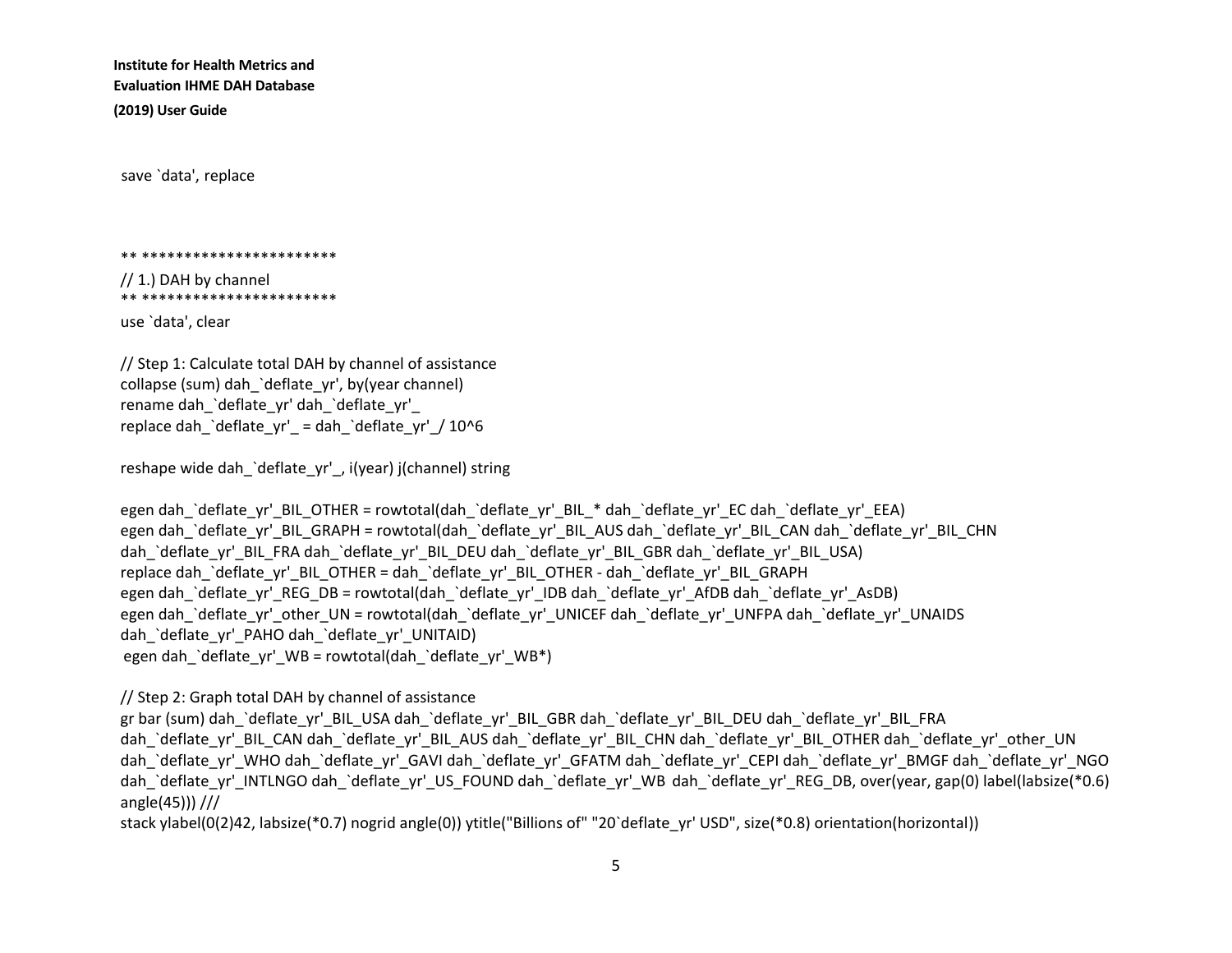```
save `data', replace



** ***********************
// 1.) DAH by channel
** ***********************
use `data', clear

// Step 1: Calculate total DAH by channel of assistance
collapse (sum) dah_`deflate_yr', by(year channel)
rename dah_`deflate_yr' dah_`deflate_yr'_
replace dah_`deflate_yr'_ = dah_`deflate_yr'_/ 10^6

reshape wide dah_`deflate_yr'_, i(year) j(channel) string

egen dah_`deflate_yr'_BIL_OTHER = rowtotal(dah_`deflate_yr'_BIL_* dah_`deflate_yr'_EC dah_`deflate_yr'_EEA)
egen dah_`deflate_yr'_BIL_GRAPH = rowtotal(dah_`deflate_yr'_BIL_AUS dah_`deflate_yr'_BIL_CAN dah_`deflate_yr'_BIL_CHN
dah_`deflate_yr'_BIL_FRA dah_`deflate_yr'_BIL_DEU dah_`deflate_yr'_BIL_GBR dah_`deflate_yr'_BIL_USA)
replace dah_`deflate_yr'_BIL_OTHER = dah_`deflate_yr'_BIL_OTHER - dah_`deflate_yr'_BIL_GRAPH
egen dah_`deflate_yr'_REG_DB = rowtotal(dah_`deflate_yr'_IDB dah_`deflate_yr'_AfDB dah_`deflate_yr'_AsDB)
egen dah_`deflate_yr'_other_UN = rowtotal(dah_`deflate_yr'_UNICEF dah_`deflate_yr'_UNFPA dah_`deflate_yr'_UNAIDS
dah_`deflate_yr'_PAHO dah_`deflate_yr'_UNITAID)
 egen dah_`deflate_yr'_WB = rowtotal(dah_`deflate_yr'_WB*)

// Step 2: Graph total DAH by channel of assistance
gr bar (sum) dah_`deflate_yr'_BIL_USA dah_`deflate_yr'_BIL_GBR dah_`deflate_yr'_BIL_DEU dah_`deflate_yr'_BIL_FRA
dah_`deflate_yr'_BIL_CAN dah_`deflate_yr'_BIL_AUS dah_`deflate_yr'_BIL_CHN dah_`deflate_yr'_BIL_OTHER dah_`deflate_yr'_other_UN
dah_`deflate_yr'_WHO dah_`deflate_yr'_GAVI dah_`deflate_yr'_GFATM dah_`deflate_yr'_CEPI dah_`deflate_yr'_BMGF dah_`deflate_yr'_NGO
dah_`deflate_yr'_INTLNGO dah_`deflate_yr'_US_FOUND dah_`deflate_yr'_WB  dah_`deflate_yr'_REG_DB, over(year, gap(0) label(labsize(*0.6)
angle(45))) ///
stack ylabel(0(2)42, labsize(*0.7) nogrid angle(0)) ytitle("Billions of" "20`deflate_yr' USD", size(*0.8) orientation(horizontal))
```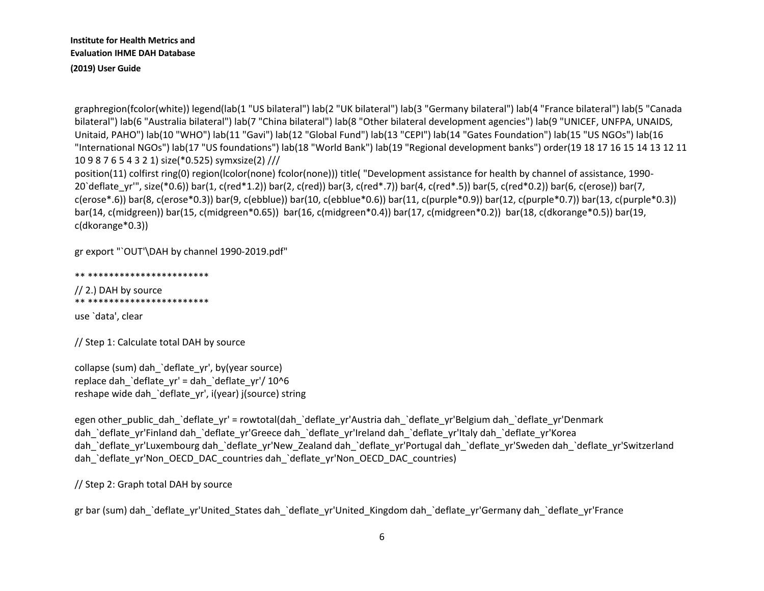```
graphregion(fcolor(white)) legend(lab(1 "US bilateral") lab(2 "UK bilateral") lab(3 "Germany bilateral") lab(4 "France bilateral") lab(5 "Canada bilateral") lab(6 "Australia bilateral") lab(7 "China bilateral") lab(8 "Other bilateral development agencies") lab(9 "UNICEF, UNFPA, UNAIDS, Unitaid, PAHO") lab(10 "WHO") lab(11 "Gavi") lab(12 "Global Fund") lab(13 "CEPI") lab(14 "Gates Foundation") lab(15 "US NGOs") lab(16 "International NGOs") lab(17 "US foundations") lab(18 "World Bank") lab(19 "Regional development banks") order(19 18 17 16 15 14 13 12 11 10 9 8 7 6 5 4 3 2 1) size(*0.525) symxsize(2) ///
position(11) colfirst ring(0) region(lcolor(none) fcolor(none))) title( "Development assistance for health by channel of assistance, 1990-20`deflate_yr'", size(*0.6)) bar(1, c(red*1.2)) bar(2, c(red)) bar(3, c(red*.7)) bar(4, c(red*.5)) bar(5, c(red*0.2)) bar(6, c(erose)) bar(7, c(erose*.6)) bar(8, c(erose*0.3)) bar(9, c(ebblue)) bar(10, c(ebblue*0.6)) bar(11, c(purple*0.9)) bar(12, c(purple*0.7)) bar(13, c(purple*0.3)) bar(14, c(midgreen)) bar(15, c(midgreen*0.65))  bar(16, c(midgreen*0.4)) bar(17, c(midgreen*0.2))  bar(18, c(dkorange*0.5)) bar(19, c(dkorange*0.3))

gr export "`OUT'\DAH by channel 1990-2019.pdf"

** ************************
// 2.) DAH by source
** ************************
use `data', clear

// Step 1: Calculate total DAH by source

collapse (sum) dah_`deflate_yr', by(year source)
replace dah_`deflate_yr' = dah_`deflate_yr'/ 10^6
reshape wide dah_`deflate_yr', i(year) j(source) string

egen other_public_dah_`deflate_yr' = rowtotal(dah_`deflate_yr'Austria dah_`deflate_yr'Belgium dah_`deflate_yr'Denmark dah_`deflate_yr'Finland dah_`deflate_yr'Greece dah_`deflate_yr'Ireland dah_`deflate_yr'Italy dah_`deflate_yr'Korea dah_`deflate_yr'Luxembourg dah_`deflate_yr'New_Zealand dah_`deflate_yr'Portugal dah_`deflate_yr'Sweden dah_`deflate_yr'Switzerland dah_`deflate_yr'Non_OECD_DAC_countries dah_`deflate_yr'Non_OECD_DAC_countries)

// Step 2: Graph total DAH by source

gr bar (sum) dah_`deflate_yr'United_States dah_`deflate_yr'United_Kingdom dah_`deflate_yr'Germany dah_`deflate_yr'France
```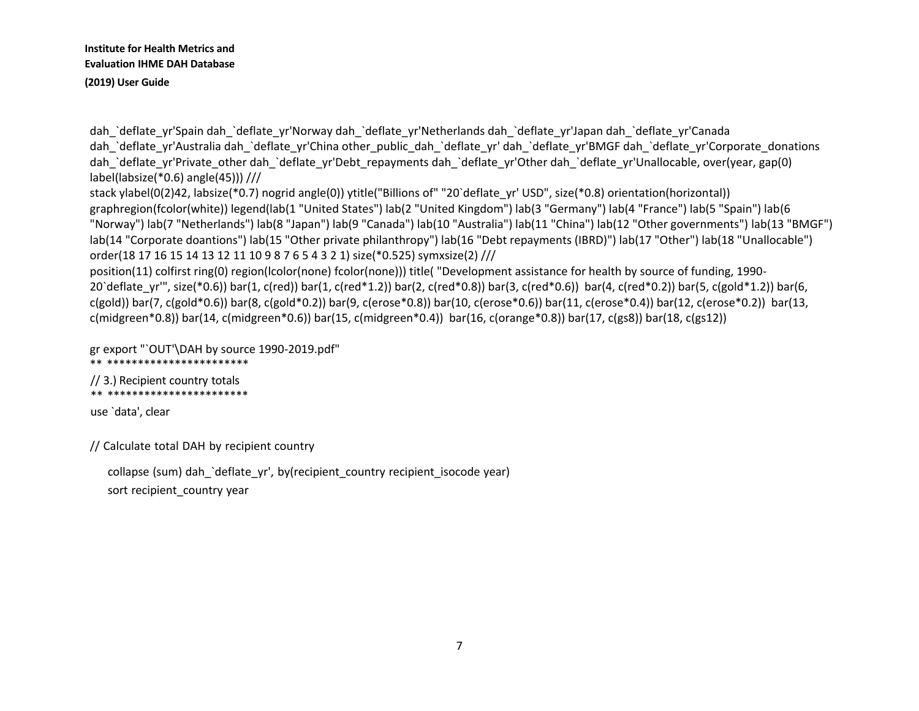```
dah_`deflate_yr'Spain dah_`deflate_yr'Norway dah_`deflate_yr'Netherlands dah_`deflate_yr'Japan dah_`deflate_yr'Canada
dah_`deflate_yr'Australia dah_`deflate_yr'China other_public_dah_`deflate_yr' dah_`deflate_yr'BMGF dah_`deflate_yr'Corporate_donations
dah_`deflate_yr'Private_other dah_`deflate_yr'Debt_repayments dah_`deflate_yr'Other dah_`deflate_yr'Unallocable, over(year, gap(0)
label(labsize(*0.6) angle(45))) ///
stack ylabel(0(2)42, labsize(*0.7) nogrid angle(0)) ytitle("Billions of" "20`deflate_yr' USD", size(*0.8) orientation(horizontal))
graphregion(fcolor(white)) legend(lab(1 "United States") lab(2 "United Kingdom") lab(3 "Germany") lab(4 "France") lab(5 "Spain") lab(6
"Norway") lab(7 "Netherlands") lab(8 "Japan") lab(9 "Canada") lab(10 "Australia") lab(11 "China") lab(12 "Other governments") lab(13 "BMGF")
lab(14 "Corporate doantions") lab(15 "Other private philanthropy") lab(16 "Debt repayments (IBRD)") lab(17 "Other") lab(18 "Unallocable")
order(18 17 16 15 14 13 12 11 10 9 8 7 6 5 4 3 2 1) size(*0.525) symxsize(2) ///
position(11) colfirst ring(0) region(lcolor(none) fcolor(none))) title( "Development assistance for health by source of funding, 1990-
20`deflate_yr'", size(*0.6)) bar(1, c(red)) bar(1, c(red*1.2)) bar(2, c(red*0.8)) bar(3, c(red*0.6))  bar(4, c(red*0.2)) bar(5, c(gold*1.2)) bar(6,
c(gold)) bar(7, c(gold*0.6)) bar(8, c(gold*0.2)) bar(9, c(erose*0.8)) bar(10, c(erose*0.6)) bar(11, c(erose*0.4)) bar(12, c(erose*0.2))  bar(13,
c(midgreen*0.8)) bar(14, c(midgreen*0.6)) bar(15, c(midgreen*0.4))  bar(16, c(orange*0.8)) bar(17, c(gs8)) bar(18, c(gs12))

gr export "`OUT'\DAH by source 1990-2019.pdf"
** ***********************
// 3.) Recipient country totals
** ***********************
use `data', clear

// Calculate total DAH by recipient country

    collapse (sum) dah_`deflate_yr', by(recipient_country recipient_isocode year)
    sort recipient_country year
```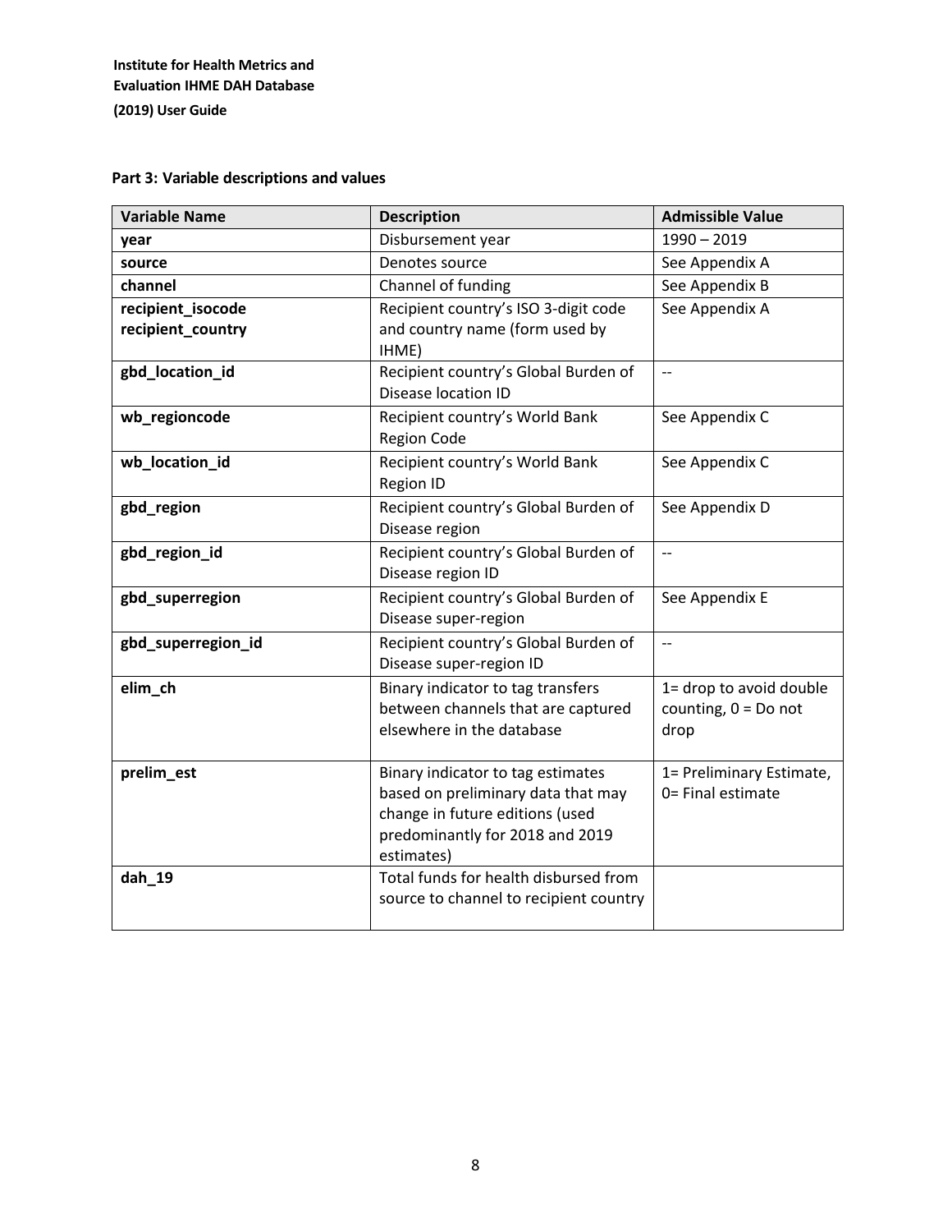### Part 3: Variable descriptions and values

| Variable Name | Description | Admissible Value |
|---|---|---|
| **year** | Disbursement year | 1990 – 2019 |
| **source** | Denotes source | See Appendix A |
| **channel** | Channel of funding | See Appendix B |
| **recipient_isocode** **recipient_country** | Recipient country's ISO 3-digit code and country name (form used by IHME) | See Appendix A |
| **gbd_location_id** | Recipient country's Global Burden of Disease location ID | -- |
| **wb_regioncode** | Recipient country's World Bank Region Code | See Appendix C |
| **wb_location_id** | Recipient country's World Bank Region ID | See Appendix C |
| **gbd_region** | Recipient country's Global Burden of Disease region | See Appendix D |
| **gbd_region_id** | Recipient country's Global Burden of Disease region ID | -- |
| **gbd_superregion** | Recipient country's Global Burden of Disease super-region | See Appendix E |
| **gbd_superregion_id** | Recipient country's Global Burden of Disease super-region ID | -- |
| **elim_ch** | Binary indicator to tag transfers between channels that are captured elsewhere in the database | 1= drop to avoid double counting, 0 = Do not drop |
| **prelim_est** | Binary indicator to tag estimates based on preliminary data that may change in future editions (used predominantly for 2018 and 2019 estimates) | 1= Preliminary Estimate, 0= Final estimate |
| **dah_19** | Total funds for health disbursed from source to channel to recipient country | |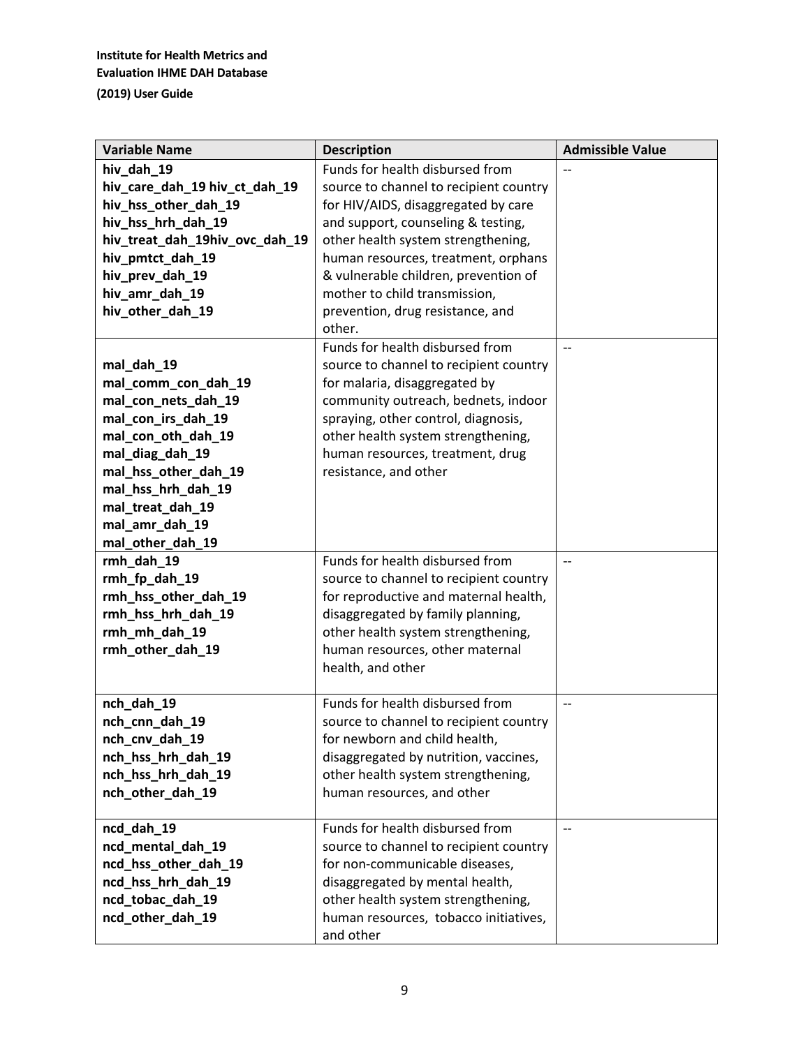| Variable Name | Description | Admissible Value |
| --- | --- | --- |
| hiv_dah_19<br>hiv_care_dah_19 hiv_ct_dah_19<br>hiv_hss_other_dah_19<br>hiv_hss_hrh_dah_19<br>hiv_treat_dah_19hiv_ovc_dah_19<br>hiv_pmtct_dah_19<br>hiv_prev_dah_19<br>hiv_amr_dah_19<br>hiv_other_dah_19 | Funds for health disbursed from source to channel to recipient country for HIV/AIDS, disaggregated by care and support, counseling & testing, other health system strengthening, human resources, treatment, orphans & vulnerable children, prevention of mother to child transmission, prevention, drug resistance, and other. | -- |
| mal_dah_19<br>mal_comm_con_dah_19<br>mal_con_nets_dah_19<br>mal_con_irs_dah_19<br>mal_con_oth_dah_19<br>mal_diag_dah_19<br>mal_hss_other_dah_19<br>mal_hss_hrh_dah_19<br>mal_treat_dah_19<br>mal_amr_dah_19<br>mal_other_dah_19 | Funds for health disbursed from source to channel to recipient country for malaria, disaggregated by community outreach, bednets, indoor spraying, other control, diagnosis, other health system strengthening, human resources, treatment, drug resistance, and other | -- |
| rmh_dah_19<br>rmh_fp_dah_19<br>rmh_hss_other_dah_19<br>rmh_hss_hrh_dah_19<br>rmh_mh_dah_19<br>rmh_other_dah_19 | Funds for health disbursed from source to channel to recipient country for reproductive and maternal health, disaggregated by family planning, other health system strengthening, human resources, other maternal health, and other | -- |
| nch_dah_19<br>nch_cnn_dah_19<br>nch_cnv_dah_19<br>nch_hss_hrh_dah_19<br>nch_hss_hrh_dah_19<br>nch_other_dah_19 | Funds for health disbursed from source to channel to recipient country for newborn and child health, disaggregated by nutrition, vaccines, other health system strengthening, human resources, and other | -- |
| ncd_dah_19<br>ncd_mental_dah_19<br>ncd_hss_other_dah_19<br>ncd_hss_hrh_dah_19<br>ncd_tobac_dah_19<br>ncd_other_dah_19 | Funds for health disbursed from source to channel to recipient country for non-communicable diseases, disaggregated by mental health, other health system strengthening, human resources, tobacco initiatives, and other | -- |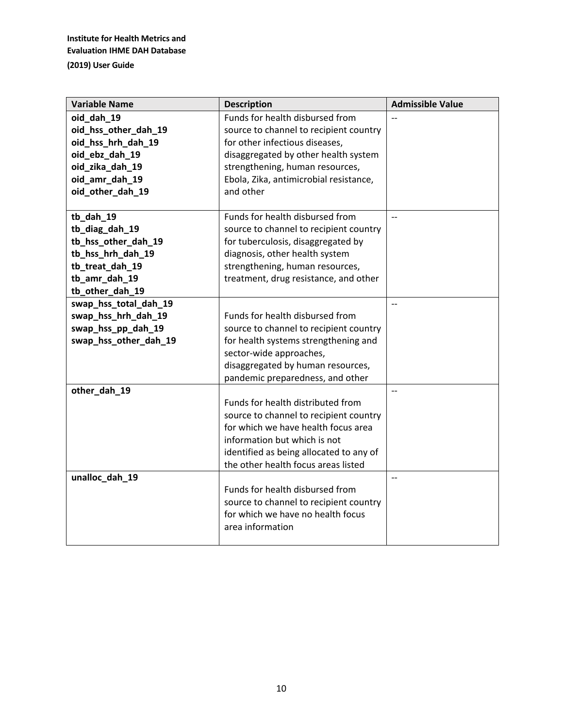| Variable Name | Description | Admissible Value |
| --- | --- | --- |
| **oid_dah_19**<br>**oid_hss_other_dah_19**<br>**oid_hss_hrh_dah_19**<br>**oid_ebz_dah_19**<br>**oid_zika_dah_19**<br>**oid_amr_dah_19**<br>**oid_other_dah_19** | Funds for health disbursed from source to channel to recipient country for other infectious diseases, disaggregated by other health system strengthening, human resources, Ebola, Zika, antimicrobial resistance, and other | -- |
| **tb_dah_19**<br>**tb_diag_dah_19**<br>**tb_hss_other_dah_19**<br>**tb_hss_hrh_dah_19**<br>**tb_treat_dah_19**<br>**tb_amr_dah_19**<br>**tb_other_dah_19** | Funds for health disbursed from source to channel to recipient country for tuberculosis, disaggregated by diagnosis, other health system strengthening, human resources, treatment, drug resistance, and other | -- |
| **swap_hss_total_dah_19**<br>**swap_hss_hrh_dah_19**<br>**swap_hss_pp_dah_19**<br>**swap_hss_other_dah_19** | Funds for health disbursed from source to channel to recipient country for health systems strengthening and sector-wide approaches, disaggregated by human resources, pandemic preparedness, and other | -- |
| **other_dah_19** | Funds for health distributed from source to channel to recipient country for which we have health focus area information but which is not identified as being allocated to any of the other health focus areas listed | -- |
| **unalloc_dah_19** | Funds for health disbursed from source to channel to recipient country for which we have no health focus area information | -- |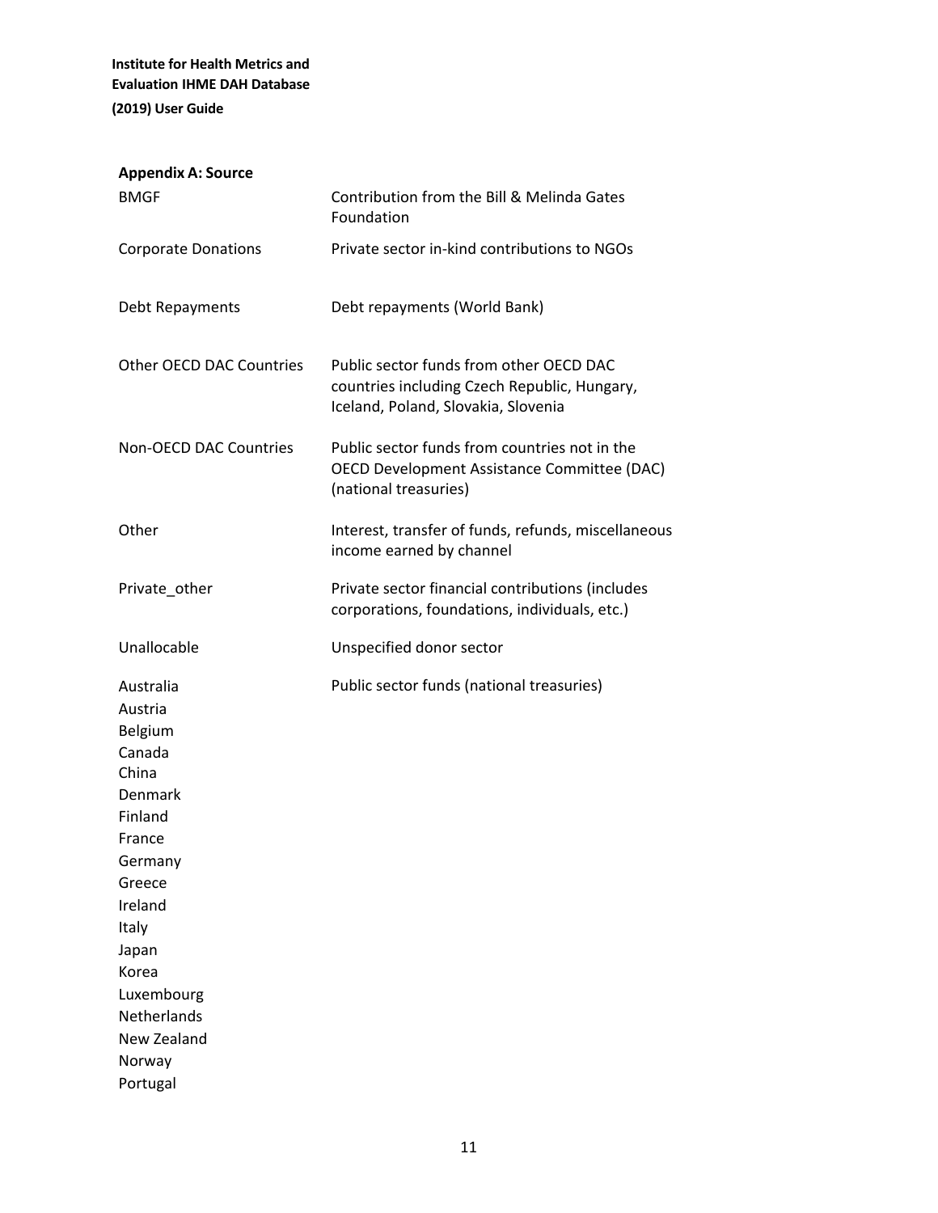**Appendix A: Source**

| | |
|---|---|
| BMGF | Contribution from the Bill & Melinda Gates Foundation |
| Corporate Donations | Private sector in-kind contributions to NGOs |
| Debt Repayments | Debt repayments (World Bank) |
| Other OECD DAC Countries | Public sector funds from other OECD DAC countries including Czech Republic, Hungary, Iceland, Poland, Slovakia, Slovenia |
| Non-OECD DAC Countries | Public sector funds from countries not in the OECD Development Assistance Committee (DAC) (national treasuries) |
| Other | Interest, transfer of funds, refunds, miscellaneous income earned by channel |
| Private_other | Private sector financial contributions (includes corporations, foundations, individuals, etc.) |
| Unallocable | Unspecified donor sector |
| Australia<br>Austria<br>Belgium<br>Canada<br>China<br>Denmark<br>Finland<br>France<br>Germany<br>Greece<br>Ireland<br>Italy<br>Japan<br>Korea<br>Luxembourg<br>Netherlands<br>New Zealand<br>Norway<br>Portugal | Public sector funds (national treasuries) |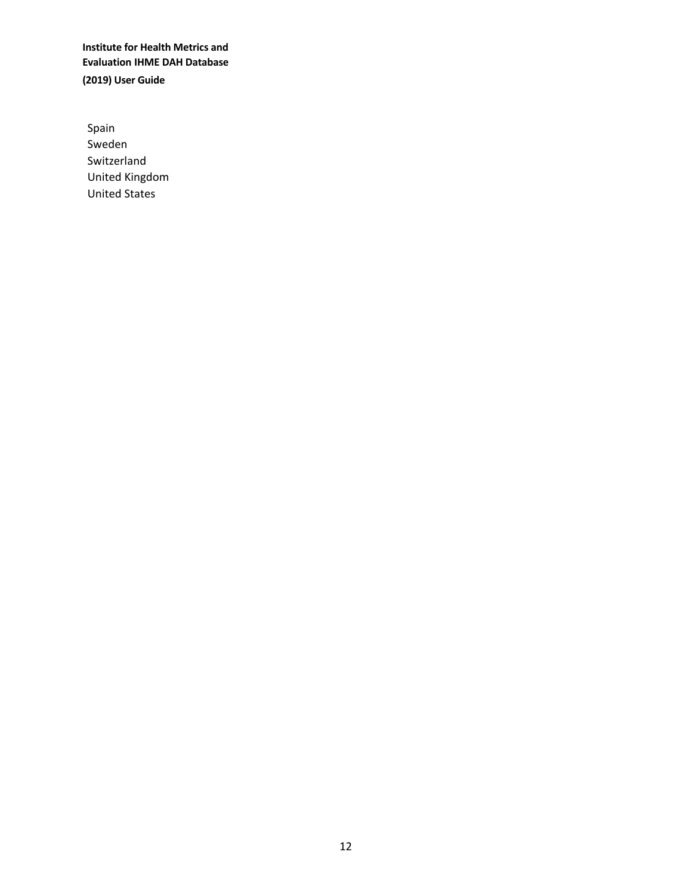Spain
Sweden
Switzerland
United Kingdom
United States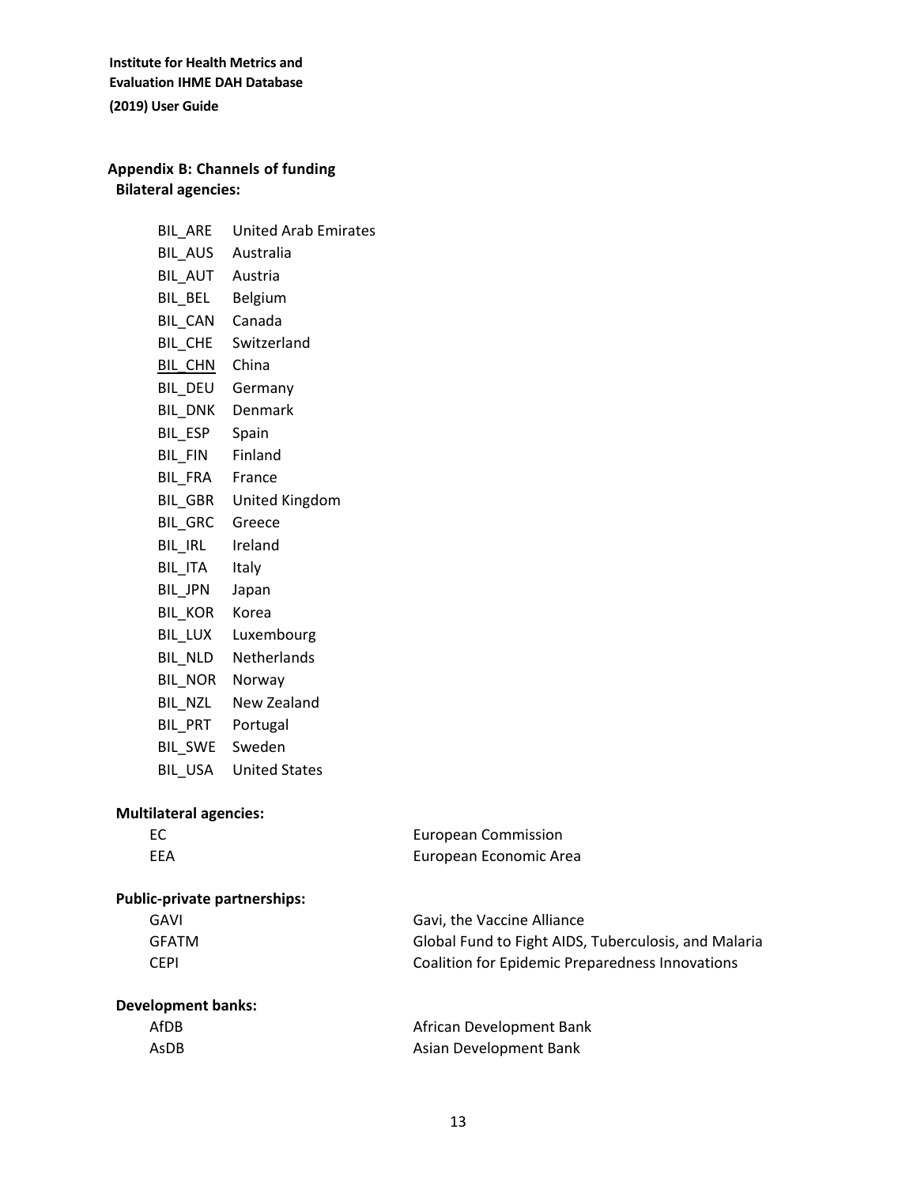## Appendix B: Channels of funding

**Bilateral agencies:**

| | |
|---|---|
| BIL_ARE | United Arab Emirates |
| BIL_AUS | Australia |
| BIL_AUT | Austria |
| BIL_BEL | Belgium |
| BIL_CAN | Canada |
| BIL_CHE | Switzerland |
| BIL_CHN | China |
| BIL_DEU | Germany |
| BIL_DNK | Denmark |
| BIL_ESP | Spain |
| BIL_FIN | Finland |
| BIL_FRA | France |
| BIL_GBR | United Kingdom |
| BIL_GRC | Greece |
| BIL_IRL | Ireland |
| BIL_ITA | Italy |
| BIL_JPN | Japan |
| BIL_KOR | Korea |
| BIL_LUX | Luxembourg |
| BIL_NLD | Netherlands |
| BIL_NOR | Norway |
| BIL_NZL | New Zealand |
| BIL_PRT | Portugal |
| BIL_SWE | Sweden |
| BIL_USA | United States |

**Multilateral agencies:**

| | |
|---|---|
| EC | European Commission |
| EEA | European Economic Area |

**Public-private partnerships:**

| | |
|---|---|
| GAVI | Gavi, the Vaccine Alliance |
| GFATM | Global Fund to Fight AIDS, Tuberculosis, and Malaria |
| CEPI | Coalition for Epidemic Preparedness Innovations |

**Development banks:**

| | |
|---|---|
| AfDB | African Development Bank |
| AsDB | Asian Development Bank |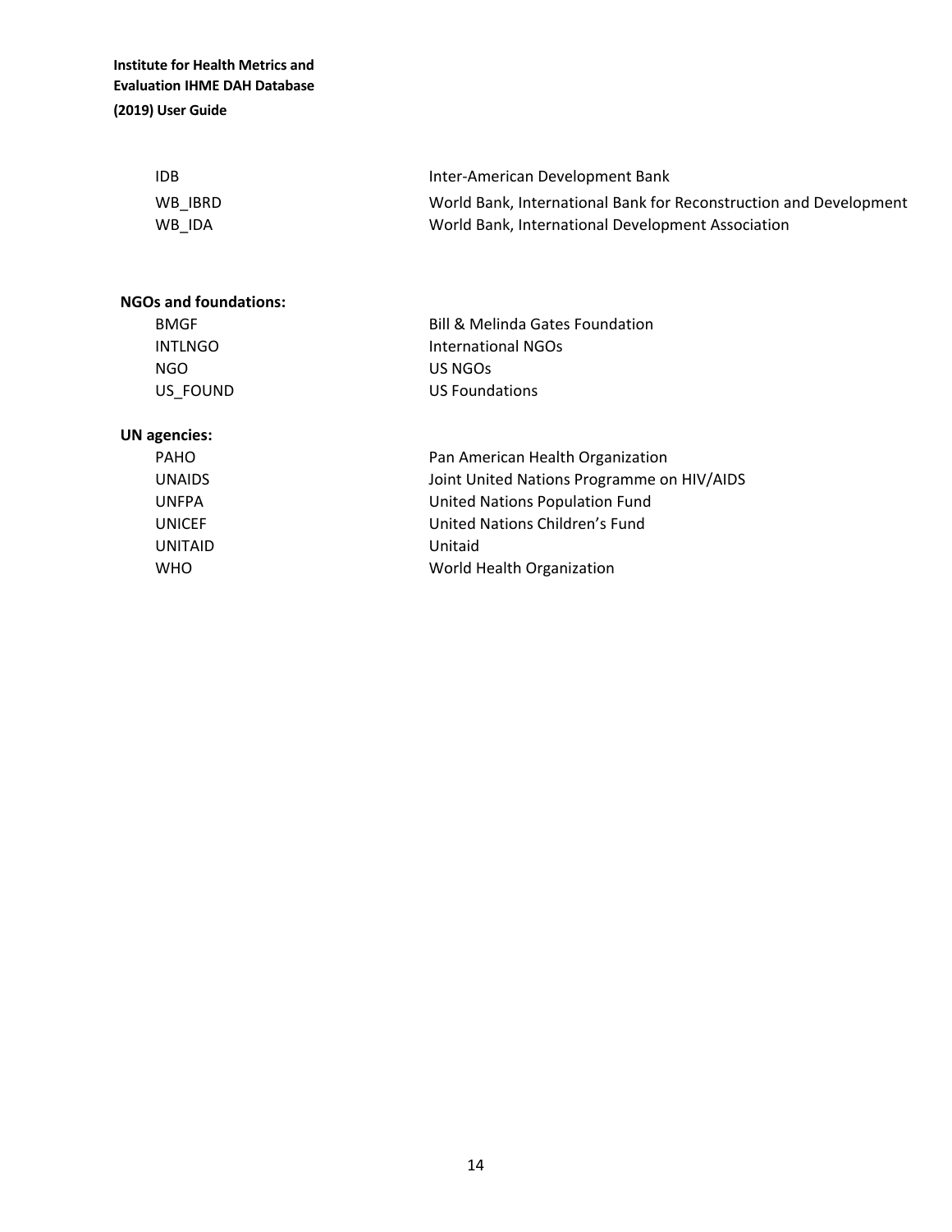| | |
|---|---|
| IDB | Inter-American Development Bank |
| WB_IBRD | World Bank, International Bank for Reconstruction and Development |
| WB_IDA | World Bank, International Development Association |

**NGOs and foundations:**

| | |
|---|---|
| BMGF | Bill & Melinda Gates Foundation |
| INTLNGO | International NGOs |
| NGO | US NGOs |
| US_FOUND | US Foundations |

**UN agencies:**

| | |
|---|---|
| PAHO | Pan American Health Organization |
| UNAIDS | Joint United Nations Programme on HIV/AIDS |
| UNFPA | United Nations Population Fund |
| UNICEF | United Nations Children's Fund |
| UNITAID | Unitaid |
| WHO | World Health Organization |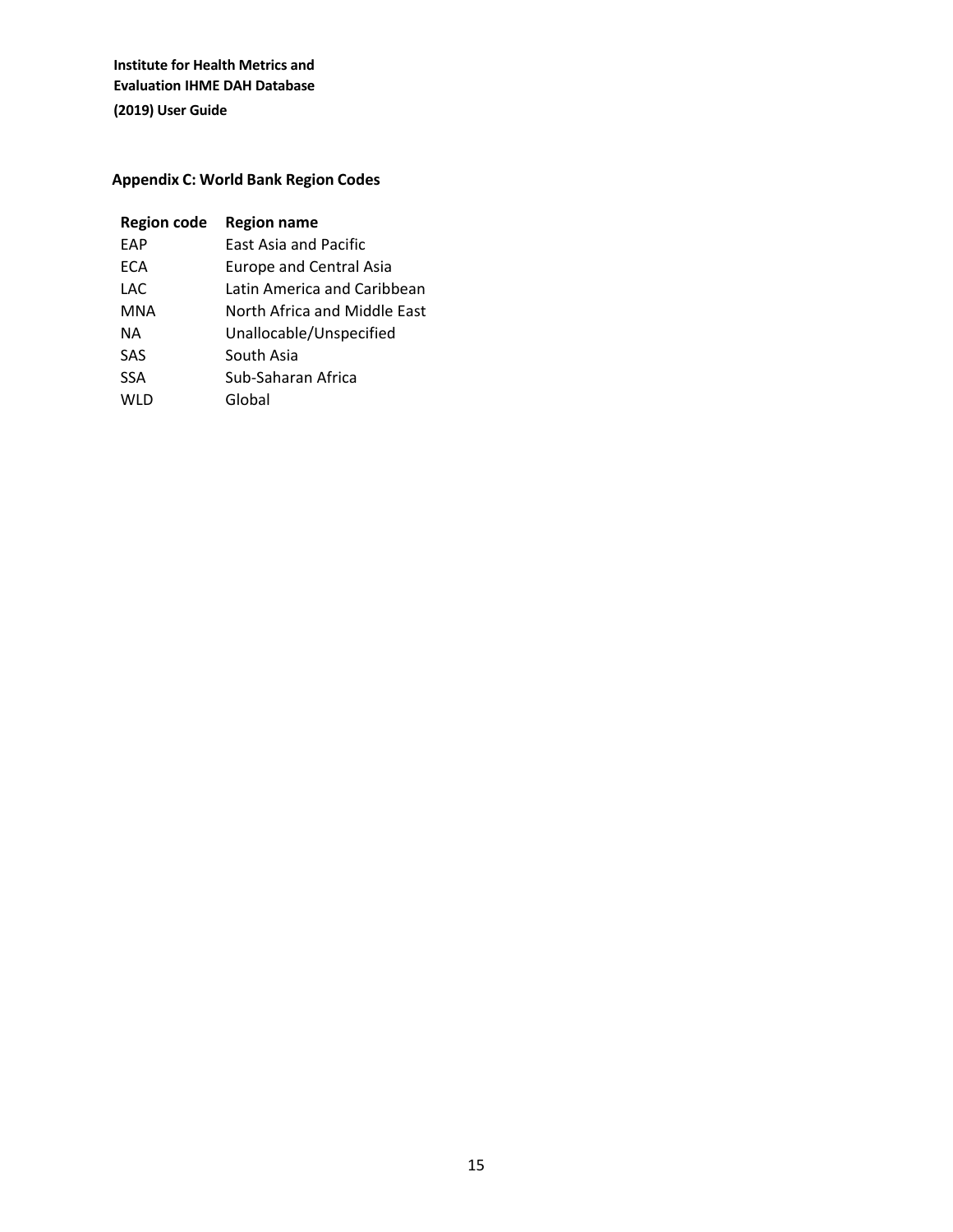## Appendix C: World Bank Region Codes

| Region code | Region name |
|---|---|
| EAP | East Asia and Pacific |
| ECA | Europe and Central Asia |
| LAC | Latin America and Caribbean |
| MNA | North Africa and Middle East |
| NA | Unallocable/Unspecified |
| SAS | South Asia |
| SSA | Sub-Saharan Africa |
| WLD | Global |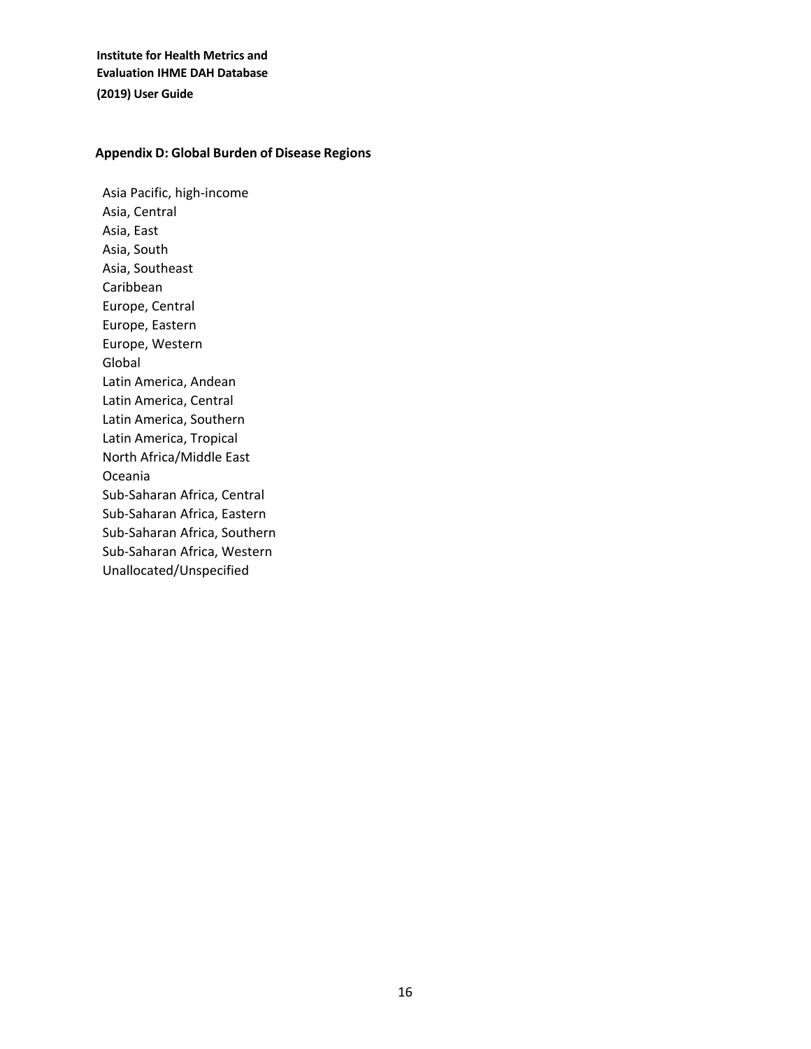## Appendix D: Global Burden of Disease Regions

Asia Pacific, high-income
Asia, Central
Asia, East
Asia, South
Asia, Southeast
Caribbean
Europe, Central
Europe, Eastern
Europe, Western
Global
Latin America, Andean
Latin America, Central
Latin America, Southern
Latin America, Tropical
North Africa/Middle East
Oceania
Sub-Saharan Africa, Central
Sub-Saharan Africa, Eastern
Sub-Saharan Africa, Southern
Sub-Saharan Africa, Western
Unallocated/Unspecified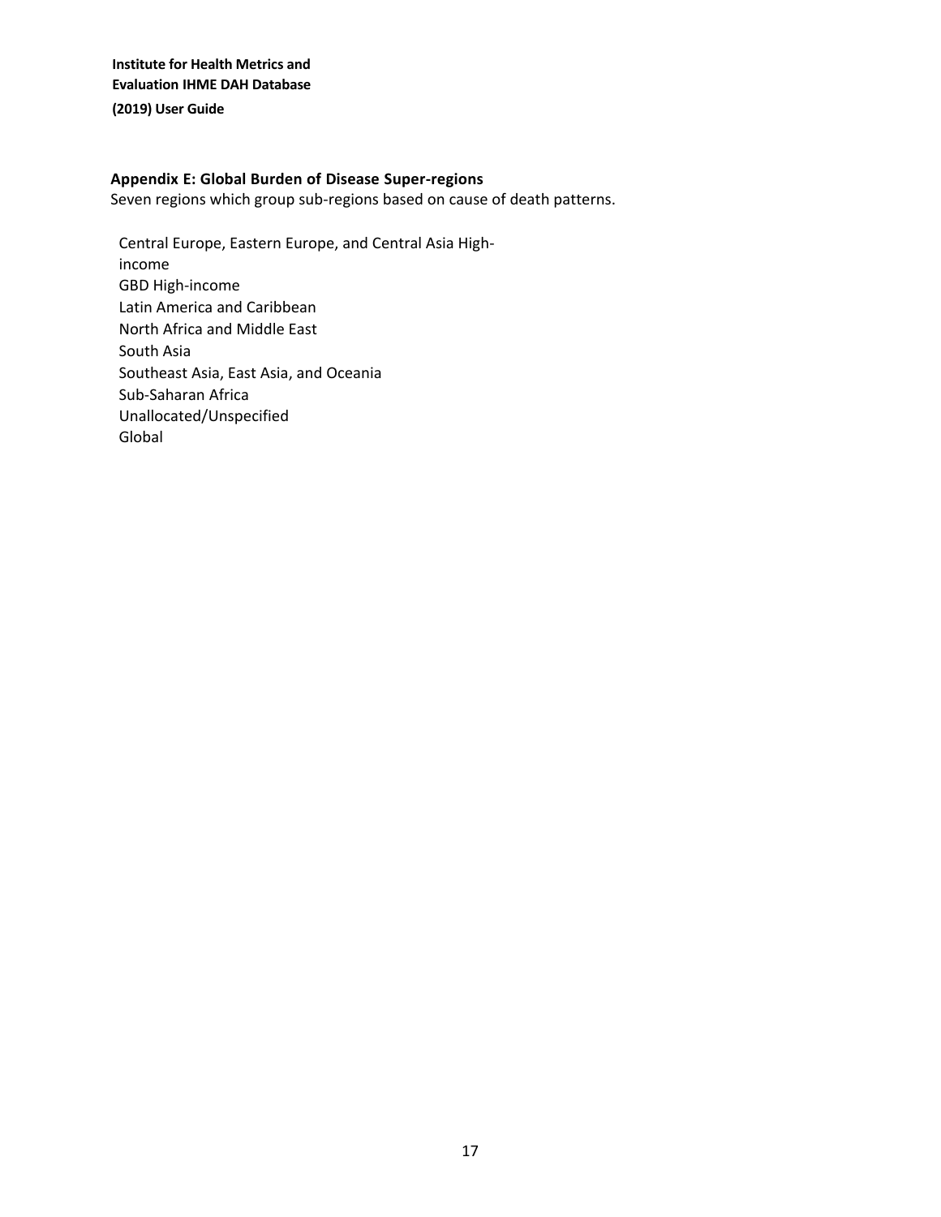## Appendix E: Global Burden of Disease Super-regions

Seven regions which group sub-regions based on cause of death patterns.

- Central Europe, Eastern Europe, and Central Asia High-income
- GBD High-income
- Latin America and Caribbean
- North Africa and Middle East
- South Asia
- Southeast Asia, East Asia, and Oceania
- Sub-Saharan Africa
- Unallocated/Unspecified
- Global